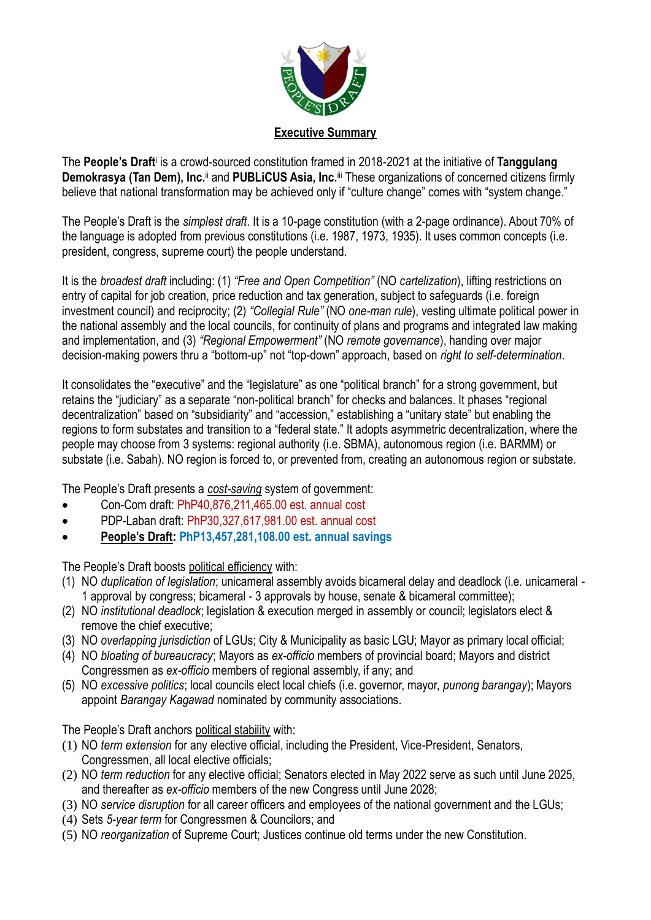## Executive Summary

The **People's Draft**[i] is a crowd-sourced constitution framed in 2018-2021 at the initiative of **Tanggulang Demokrasya (Tan Dem), Inc.**[ii] and **PUBLiCUS Asia, Inc.**[iii] These organizations of concerned citizens firmly believe that national transformation may be achieved only if "culture change" comes with "system change."

The People's Draft is the *simplest draft*. It is a 10-page constitution (with a 2-page ordinance). About 70% of the language is adopted from previous constitutions (i.e. 1987, 1973, 1935). It uses common concepts (i.e. president, congress, supreme court) the people understand.

It is the *broadest draft* including: (1) *"Free and Open Competition"* (NO *cartelization*), lifting restrictions on entry of capital for job creation, price reduction and tax generation, subject to safeguards (i.e. foreign investment council) and reciprocity; (2) *"Collegial Rule"* (NO *one-man rule*), vesting ultimate political power in the national assembly and the local councils, for continuity of plans and programs and integrated law making and implementation, and (3) *"Regional Empowerment"* (NO *remote governance*), handing over major decision-making powers thru a "bottom-up" not "top-down" approach, based on *right to self-determination*.

It consolidates the "executive" and the "legislature" as one "political branch" for a strong government, but retains the "judiciary" as a separate "non-political branch" for checks and balances. It phases "regional decentralization" based on "subsidiarity" and "accession," establishing a "unitary state" but enabling the regions to form substates and transition to a "federal state." It adopts asymmetric decentralization, where the people may choose from 3 systems: regional authority (i.e. SBMA), autonomous region (i.e. BARMM) or substate (i.e. Sabah). NO region is forced to, or prevented from, creating an autonomous region or substate.

The People's Draft presents a cost-saving system of government:

- Con-Com draft: PhP40,876,211,465.00 est. annual cost
- PDP-Laban draft: PhP30,327,617,981.00 est. annual cost
- **People's Draft: PhP13,457,281,108.00 est. annual savings**

The People's Draft boosts political efficiency with:

1. NO *duplication of legislation*; unicameral assembly avoids bicameral delay and deadlock (i.e. unicameral - 1 approval by congress; bicameral - 3 approvals by house, senate & bicameral committee);
2. NO *institutional deadlock*; legislation & execution merged in assembly or council; legislators elect & remove the chief executive;
3. NO *overlapping jurisdiction* of LGUs; City & Municipality as basic LGU; Mayor as primary local official;
4. NO *bloating of bureaucracy*; Mayors as *ex-officio* members of provincial board; Mayors and district Congressmen as *ex-officio* members of regional assembly, if any; and
5. NO *excessive politics*; local councils elect local chiefs (i.e. governor, mayor, *punong barangay*); Mayors appoint *Barangay Kagawad* nominated by community associations.

The People's Draft anchors political stability with:

1. NO *term extension* for any elective official, including the President, Vice-President, Senators, Congressmen, all local elective officials;
2. NO *term reduction* for any elective official; Senators elected in May 2022 serve as such until June 2025, and thereafter as *ex-officio* members of the new Congress until June 2028;
3. NO *service disruption* for all career officers and employees of the national government and the LGUs;
4. Sets *5-year term* for Congressmen & Councilors; and
5. NO *reorganization* of Supreme Court; Justices continue old terms under the new Constitution.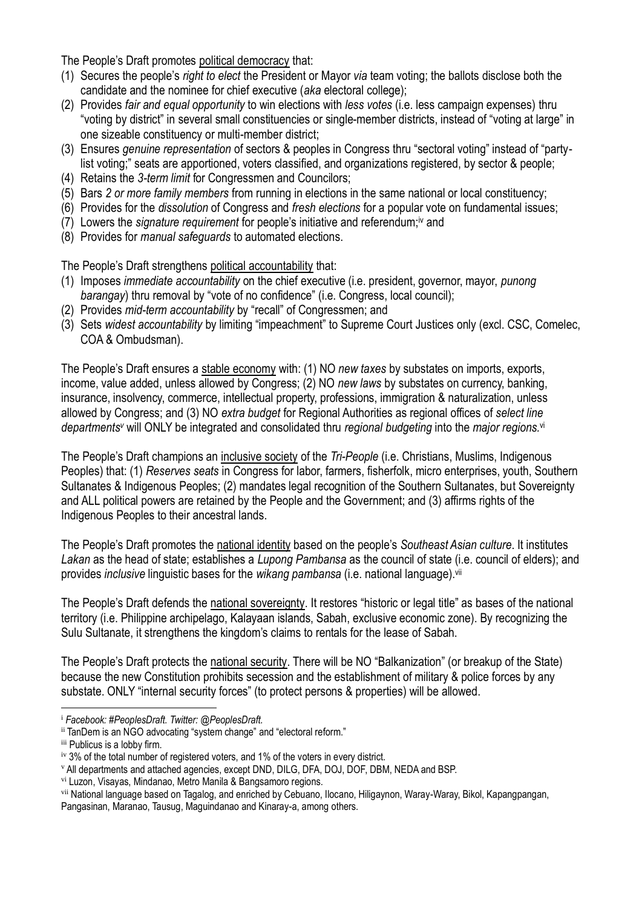The People's Draft promotes political democracy that:

(1) Secures the people's *right to elect* the President or Mayor *via* team voting; the ballots disclose both the candidate and the nominee for chief executive (*aka* electoral college);
(2) Provides *fair and equal opportunity* to win elections with *less votes* (i.e. less campaign expenses) thru "voting by district" in several small constituencies or single-member districts, instead of "voting at large" in one sizeable constituency or multi-member district;
(3) Ensures *genuine representation* of sectors & peoples in Congress thru "sectoral voting" instead of "party-list voting;" seats are apportioned, voters classified, and organizations registered, by sector & people;
(4) Retains the *3-term limit* for Congressmen and Councilors;
(5) Bars *2 or more family members* from running in elections in the same national or local constituency;
(6) Provides for the *dissolution* of Congress and *fresh elections* for a popular vote on fundamental issues;
(7) Lowers the *signature requirement* for people's initiative and referendum;[iv] and
(8) Provides for *manual safeguards* to automated elections.

The People's Draft strengthens political accountability that:

(1) Imposes *immediate accountability* on the chief executive (i.e. president, governor, mayor, *punong barangay*) thru removal by "vote of no confidence" (i.e. Congress, local council);
(2) Provides *mid-term accountability* by "recall" of Congressmen; and
(3) Sets *widest accountability* by limiting "impeachment" to Supreme Court Justices only (excl. CSC, Comelec, COA & Ombudsman).

The People's Draft ensures a stable economy with: (1) NO *new taxes* by substates on imports, exports, income, value added, unless allowed by Congress; (2) NO *new laws* by substates on currency, banking, insurance, insolvency, commerce, intellectual property, professions, immigration & naturalization, unless allowed by Congress; and (3) NO *extra budget* for Regional Authorities as regional offices of *select line departments*[v] will ONLY be integrated and consolidated thru *regional budgeting* into the *major regions*.[vi]

The People's Draft champions an inclusive society of the *Tri-People* (i.e. Christians, Muslims, Indigenous Peoples) that: (1) *Reserves seats* in Congress for labor, farmers, fisherfolk, micro enterprises, youth, Southern Sultanates & Indigenous Peoples; (2) mandates legal recognition of the Southern Sultanates, but Sovereignty and ALL political powers are retained by the People and the Government; and (3) affirms rights of the Indigenous Peoples to their ancestral lands.

The People's Draft promotes the national identity based on the people's *Southeast Asian culture*. It institutes *Lakan* as the head of state; establishes a *Lupong Pambansa* as the council of state (i.e. council of elders); and provides *inclusive* linguistic bases for the *wikang pambansa* (i.e. national language).[vii]

The People's Draft defends the national sovereignty. It restores "historic or legal title" as bases of the national territory (i.e. Philippine archipelago, Kalayaan islands, Sabah, exclusive economic zone). By recognizing the Sulu Sultanate, it strengthens the kingdom's claims to rentals for the lease of Sabah.

The People's Draft protects the national security. There will be NO "Balkanization" (or breakup of the State) because the new Constitution prohibits secession and the establishment of military & police forces by any substate. ONLY "internal security forces" (to protect persons & properties) will be allowed.

---

[i] *Facebook: #PeoplesDraft. Twitter: @PeoplesDraft.*
[ii] TanDem is an NGO advocating "system change" and "electoral reform."
[iii] Publicus is a lobby firm.
[iv] 3% of the total number of registered voters, and 1% of the voters in every district.
[v] All departments and attached agencies, except DND, DILG, DFA, DOJ, DOF, DBM, NEDA and BSP.
[vi] Luzon, Visayas, Mindanao, Metro Manila & Bangsamoro regions.
[vii] National language based on Tagalog, and enriched by Cebuano, Ilocano, Hiligaynon, Waray-Waray, Bikol, Kapangpangan, Pangasinan, Maranao, Tausug, Maguindanao and Kinaray-a, among others.